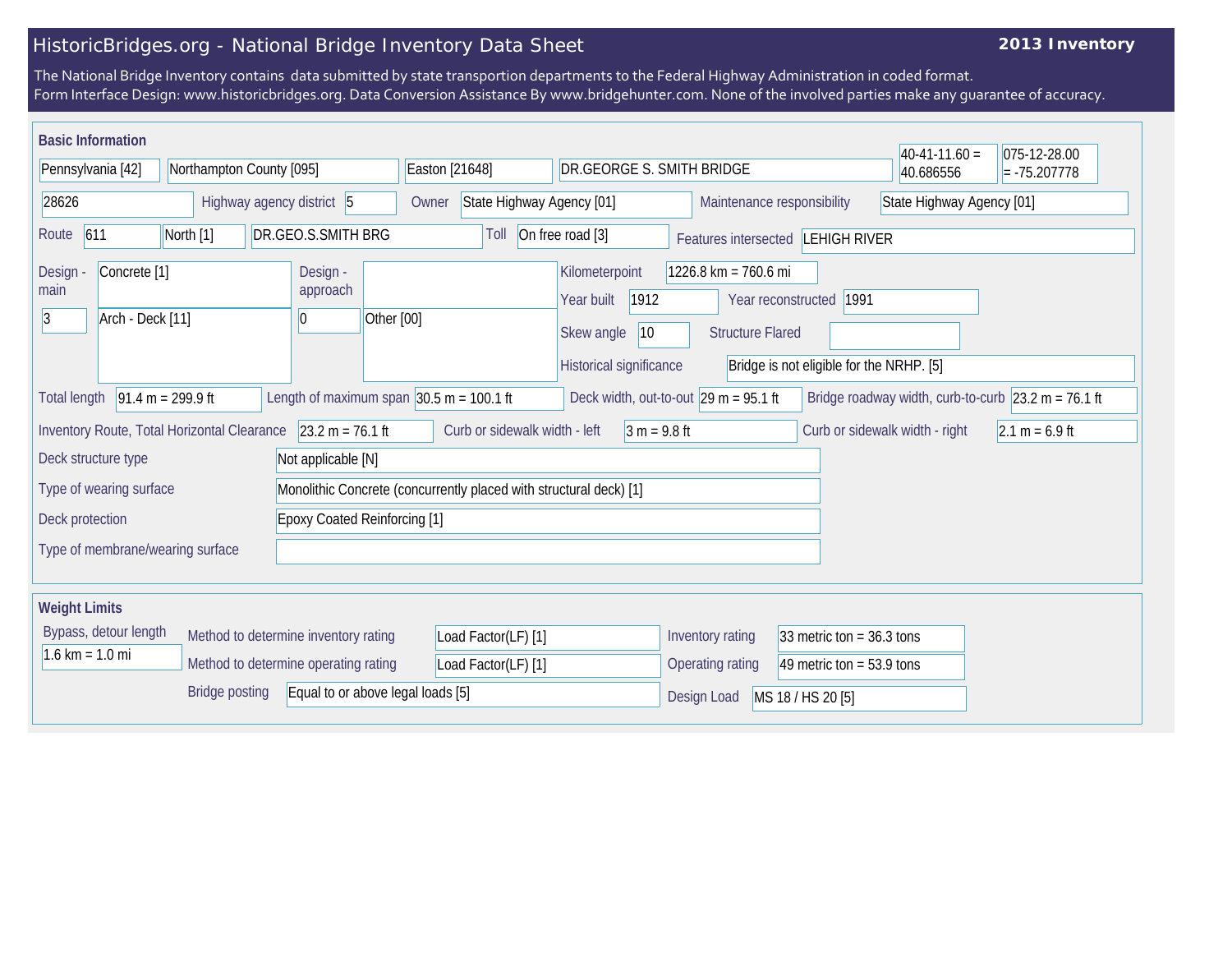# HistoricBridges.org - National Bridge Inventory Data Sheet

**2013 Inventory**

The National Bridge Inventory contains data submitted by state transportion departments to the Federal Highway Administration in coded format.
Form Interface Design: www.historicbridges.org. Data Conversion Assistance By www.bridgehunter.com. None of the involved parties make any guarantee of accuracy.

## Basic Information

| | |
|---|---|
| State | Pennsylvania [42] |
| County | Northampton County [095] |
| Place | Easton [21648] |
| Name | DR.GEORGE S. SMITH BRIDGE |
| Latitude | 40-41-11.60 = 40.686556 |
| Longitude | 075-12-28.00 = -75.207778 |
| Structure number | 28626 |
| Highway agency district | 5 |
| Owner | State Highway Agency [01] |
| Maintenance responsibility | State Highway Agency [01] |
| Route | 611 |
| Direction | North [1] |
| Facility carried | DR.GEO.S.SMITH BRG |
| Toll | On free road [3] |
| Features intersected | LEHIGH RIVER |
| Design - main | Concrete [1]; 3; Arch - Deck [11] |
| Design - approach | 0; Other [00] |
| Kilometerpoint | 1226.8 km = 760.6 mi |
| Year built | 1912 |
| Year reconstructed | 1991 |
| Skew angle | 10 |
| Structure Flared | |
| Historical significance | Bridge is not eligible for the NRHP. [5] |
| Total length | 91.4 m = 299.9 ft |
| Length of maximum span | 30.5 m = 100.1 ft |
| Deck width, out-to-out | 29 m = 95.1 ft |
| Bridge roadway width, curb-to-curb | 23.2 m = 76.1 ft |
| Inventory Route, Total Horizontal Clearance | 23.2 m = 76.1 ft |
| Curb or sidewalk width - left | 3 m = 9.8 ft |
| Curb or sidewalk width - right | 2.1 m = 6.9 ft |
| Deck structure type | Not applicable [N] |
| Type of wearing surface | Monolithic Concrete (concurrently placed with structural deck) [1] |
| Deck protection | Epoxy Coated Reinforcing [1] |
| Type of membrane/wearing surface | |

## Weight Limits

| | |
|---|---|
| Bypass, detour length | 1.6 km = 1.0 mi |
| Method to determine inventory rating | Load Factor(LF) [1] |
| Method to determine operating rating | Load Factor(LF) [1] |
| Bridge posting | Equal to or above legal loads [5] |
| Inventory rating | 33 metric ton = 36.3 tons |
| Operating rating | 49 metric ton = 53.9 tons |
| Design Load | MS 18 / HS 20 [5] |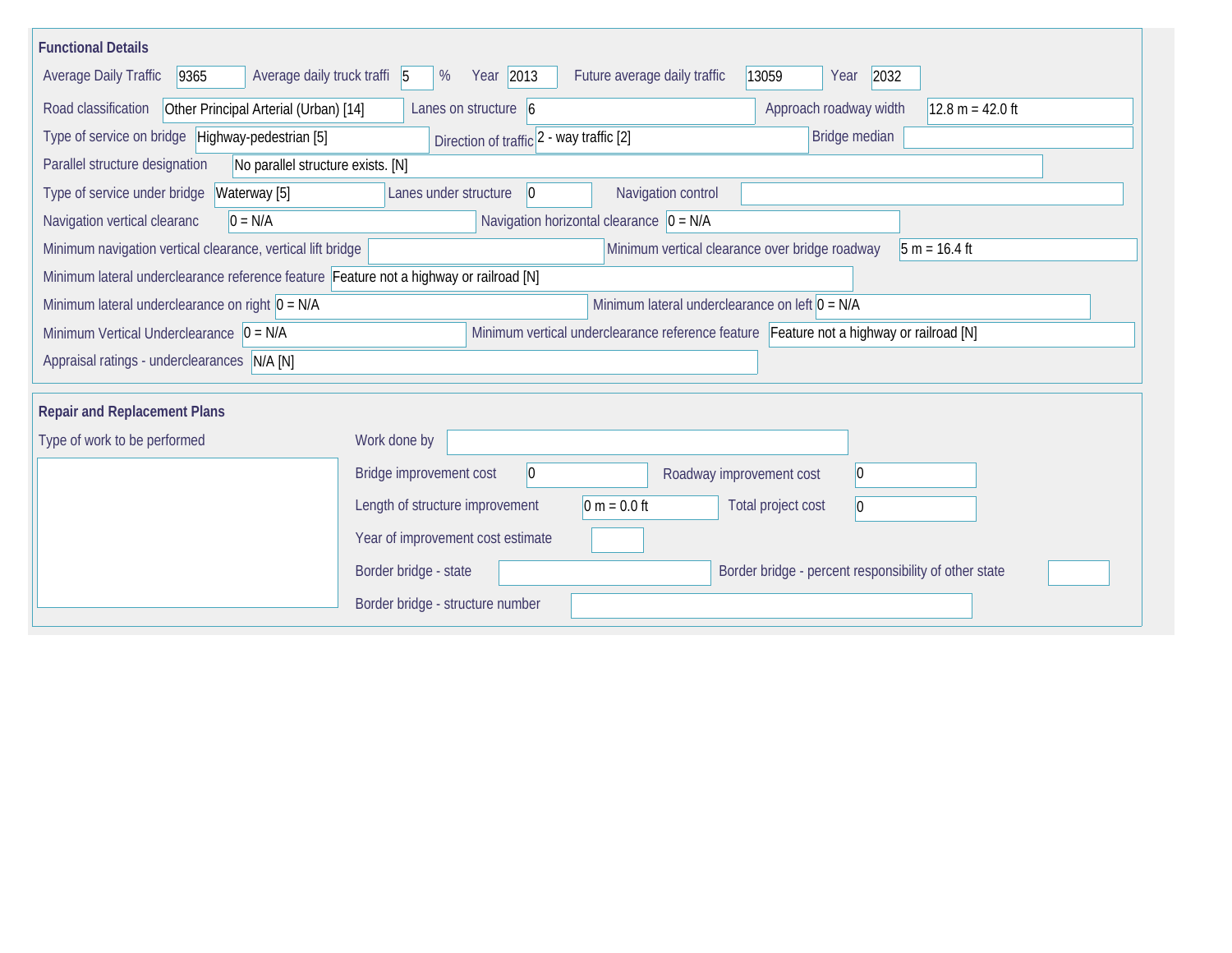## Functional Details

| Field | Value |
| --- | --- |
| Average Daily Traffic | 9365 |
| Average daily truck traffi | 5 % |
| Year | 2013 |
| Future average daily traffic | 13059 |
| Year | 2032 |
| Road classification | Other Principal Arterial (Urban) [14] |
| Lanes on structure | 6 |
| Approach roadway width | 12.8 m = 42.0 ft |
| Type of service on bridge | Highway-pedestrian [5] |
| Direction of traffic | 2 - way traffic [2] |
| Bridge median | |
| Parallel structure designation | No parallel structure exists. [N] |
| Type of service under bridge | Waterway [5] |
| Lanes under structure | 0 |
| Navigation control | |
| Navigation vertical clearanc | 0 = N/A |
| Navigation horizontal clearance | 0 = N/A |
| Minimum navigation vertical clearance, vertical lift bridge | |
| Minimum vertical clearance over bridge roadway | 5 m = 16.4 ft |
| Minimum lateral underclearance reference feature | Feature not a highway or railroad [N] |
| Minimum lateral underclearance on right | 0 = N/A |
| Minimum lateral underclearance on left | 0 = N/A |
| Minimum Vertical Underclearance | 0 = N/A |
| Minimum vertical underclearance reference feature | Feature not a highway or railroad [N] |
| Appraisal ratings - underclearances | N/A [N] |

## Repair and Replacement Plans

| Field | Value |
| --- | --- |
| Type of work to be performed | |
| Work done by | |
| Bridge improvement cost | 0 |
| Roadway improvement cost | 0 |
| Length of structure improvement | 0 m = 0.0 ft |
| Total project cost | 0 |
| Year of improvement cost estimate | |
| Border bridge - state | |
| Border bridge - percent responsibility of other state | |
| Border bridge - structure number | |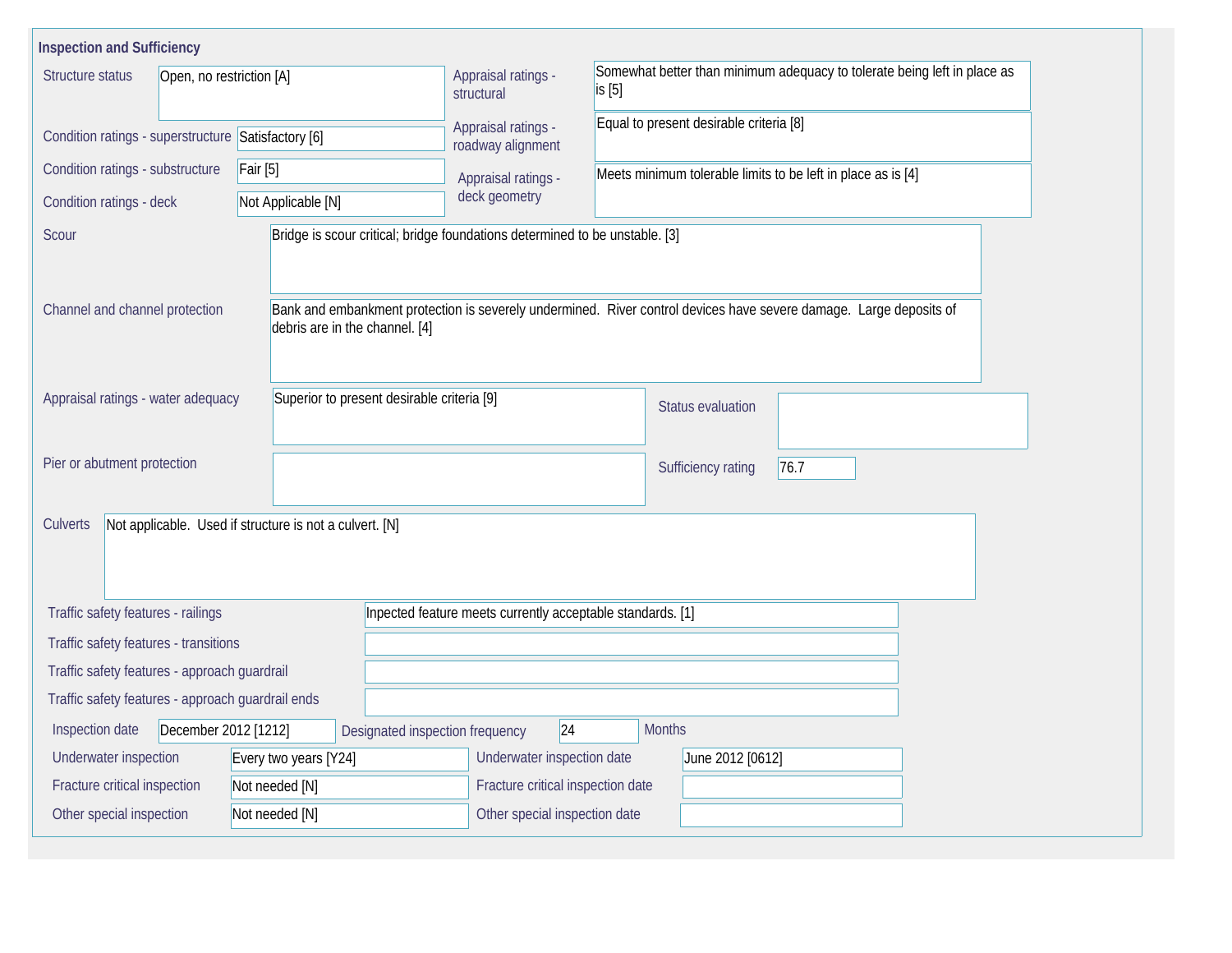## Inspection and Sufficiency

| | |
|---|---|
| Structure status | Open, no restriction [A] |
| Appraisal ratings - structural | Somewhat better than minimum adequacy to tolerate being left in place as is [5] |
| Condition ratings - superstructure | Satisfactory [6] |
| Appraisal ratings - roadway alignment | Equal to present desirable criteria [8] |
| Condition ratings - substructure | Fair [5] |
| Appraisal ratings - deck geometry | Meets minimum tolerable limits to be left in place as is [4] |
| Condition ratings - deck | Not Applicable [N] |
| Scour | Bridge is scour critical; bridge foundations determined to be unstable. [3] |
| Channel and channel protection | Bank and embankment protection is severely undermined.  River control devices have severe damage.  Large deposits of debris are in the channel. [4] |
| Appraisal ratings - water adequacy | Superior to present desirable criteria [9] |
| Status evaluation | |
| Pier or abutment protection | |
| Sufficiency rating | 76.7 |
| Culverts | Not applicable.  Used if structure is not a culvert. [N] |
| Traffic safety features - railings | Inpected feature meets currently acceptable standards. [1] |
| Traffic safety features - transitions | |
| Traffic safety features - approach guardrail | |
| Traffic safety features - approach guardrail ends | |
| Inspection date | December 2012 [1212] |
| Designated inspection frequency | 24 Months |
| Underwater inspection | Every two years [Y24] |
| Underwater inspection date | June 2012 [0612] |
| Fracture critical inspection | Not needed [N] |
| Fracture critical inspection date | |
| Other special inspection | Not needed [N] |
| Other special inspection date | |